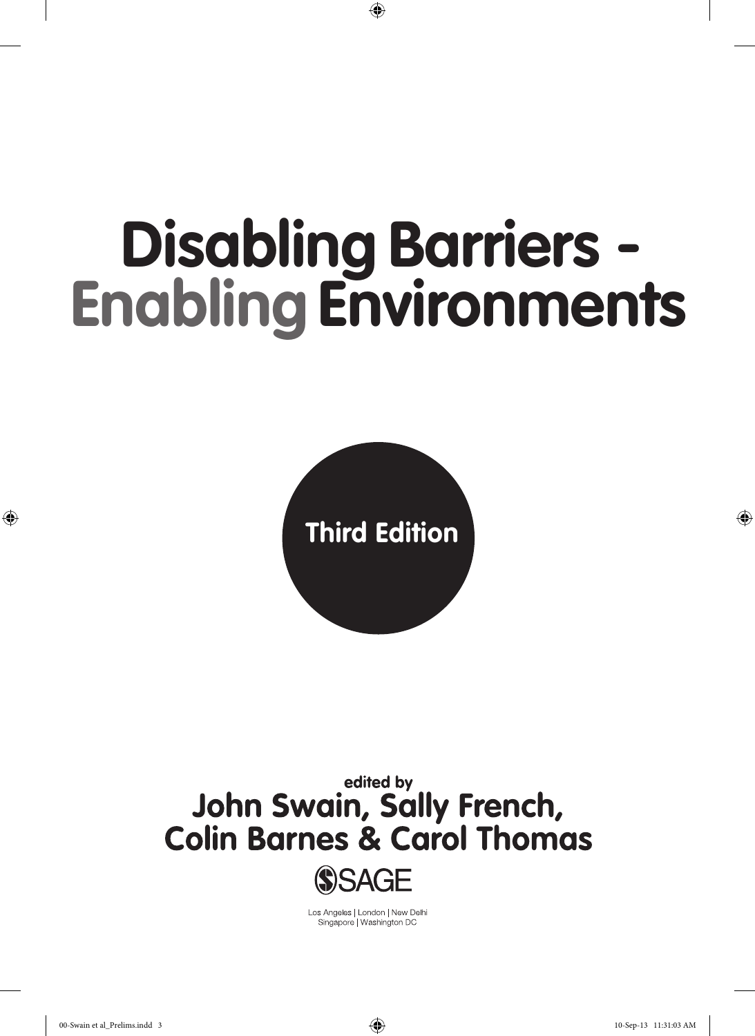# Disabling Barriers - Enabling Environments

**Third Edition**

edited by

**John Swain, Sally French, Colin Barnes & Carol Thomas**

SAGE

Los Angeles | London | New Delhi
Singapore | Washington DC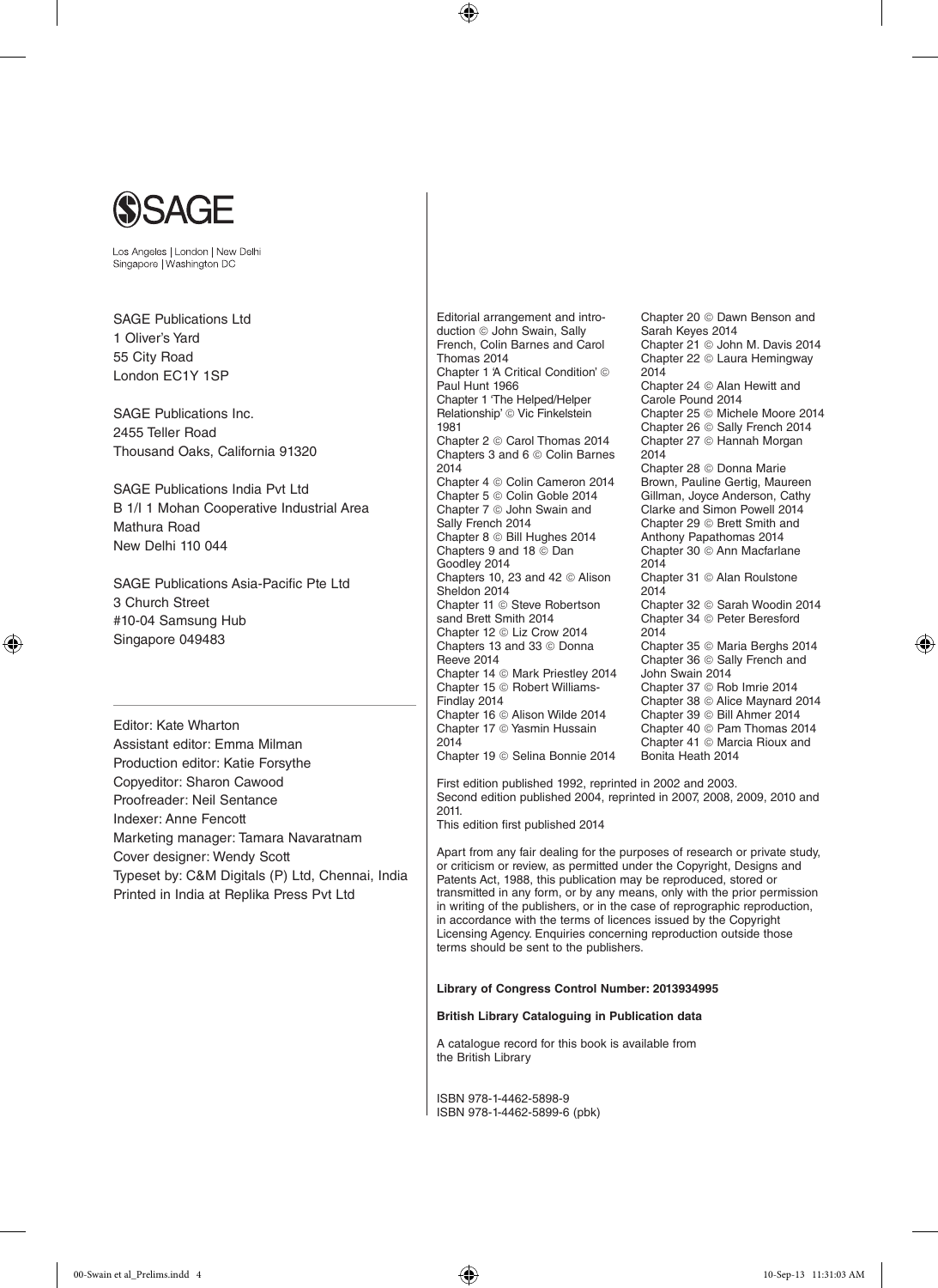SAGE

Los Angeles | London | New Delhi
Singapore | Washington DC

SAGE Publications Ltd
1 Oliver's Yard
55 City Road
London EC1Y 1SP

SAGE Publications Inc.
2455 Teller Road
Thousand Oaks, California 91320

SAGE Publications India Pvt Ltd
B 1/I 1 Mohan Cooperative Industrial Area
Mathura Road
New Delhi 110 044

SAGE Publications Asia-Pacific Pte Ltd
3 Church Street
#10-04 Samsung Hub
Singapore 049483

Editor: Kate Wharton
Assistant editor: Emma Milman
Production editor: Katie Forsythe
Copyeditor: Sharon Cawood
Proofreader: Neil Sentance
Indexer: Anne Fencott
Marketing manager: Tamara Navaratnam
Cover designer: Wendy Scott
Typeset by: C&M Digitals (P) Ltd, Chennai, India
Printed in India at Replika Press Pvt Ltd

Editorial arrangement and introduction © John Swain, Sally French, Colin Barnes and Carol Thomas 2014
Chapter 1 'A Critical Condition' © Paul Hunt 1966
Chapter 1 'The Helped/Helper Relationship' © Vic Finkelstein 1981
Chapter 2 © Carol Thomas 2014
Chapters 3 and 6 © Colin Barnes 2014
Chapter 4 © Colin Cameron 2014
Chapter 5 © Colin Goble 2014
Chapter 7 © John Swain and Sally French 2014
Chapter 8 © Bill Hughes 2014
Chapters 9 and 18 © Dan Goodley 2014
Chapters 10, 23 and 42 © Alison Sheldon 2014
Chapter 11 © Steve Robertson sand Brett Smith 2014
Chapter 12 © Liz Crow 2014
Chapters 13 and 33 © Donna Reeve 2014
Chapter 14 © Mark Priestley 2014
Chapter 15 © Robert Williams-Findlay 2014
Chapter 16 © Alison Wilde 2014
Chapter 17 © Yasmin Hussain 2014
Chapter 19 © Selina Bonnie 2014
Chapter 20 © Dawn Benson and Sarah Keyes 2014
Chapter 21 © John M. Davis 2014
Chapter 22 © Laura Hemingway 2014
Chapter 24 © Alan Hewitt and Carole Pound 2014
Chapter 25 © Michele Moore 2014
Chapter 26 © Sally French 2014
Chapter 27 © Hannah Morgan 2014
Chapter 28 © Donna Marie Brown, Pauline Gertig, Maureen Gillman, Joyce Anderson, Cathy Clarke and Simon Powell 2014
Chapter 29 © Brett Smith and Anthony Papathomas 2014
Chapter 30 © Ann Macfarlane 2014
Chapter 31 © Alan Roulstone 2014
Chapter 32 © Sarah Woodin 2014
Chapter 34 © Peter Beresford 2014
Chapter 35 © Maria Berghs 2014
Chapter 36 © Sally French and John Swain 2014
Chapter 37 © Rob Imrie 2014
Chapter 38 © Alice Maynard 2014
Chapter 39 © Bill Ahmer 2014
Chapter 40 © Pam Thomas 2014
Chapter 41 © Marcia Rioux and Bonita Heath 2014

First edition published 1992, reprinted in 2002 and 2003.
Second edition published 2004, reprinted in 2007, 2008, 2009, 2010 and 2011.
This edition first published 2014

Apart from any fair dealing for the purposes of research or private study, or criticism or review, as permitted under the Copyright, Designs and Patents Act, 1988, this publication may be reproduced, stored or transmitted in any form, or by any means, only with the prior permission in writing of the publishers, or in the case of reprographic reproduction, in accordance with the terms of licences issued by the Copyright Licensing Agency. Enquiries concerning reproduction outside those terms should be sent to the publishers.

**Library of Congress Control Number: 2013934995**

**British Library Cataloguing in Publication data**

A catalogue record for this book is available from the British Library

ISBN 978-1-4462-5898-9
ISBN 978-1-4462-5899-6 (pbk)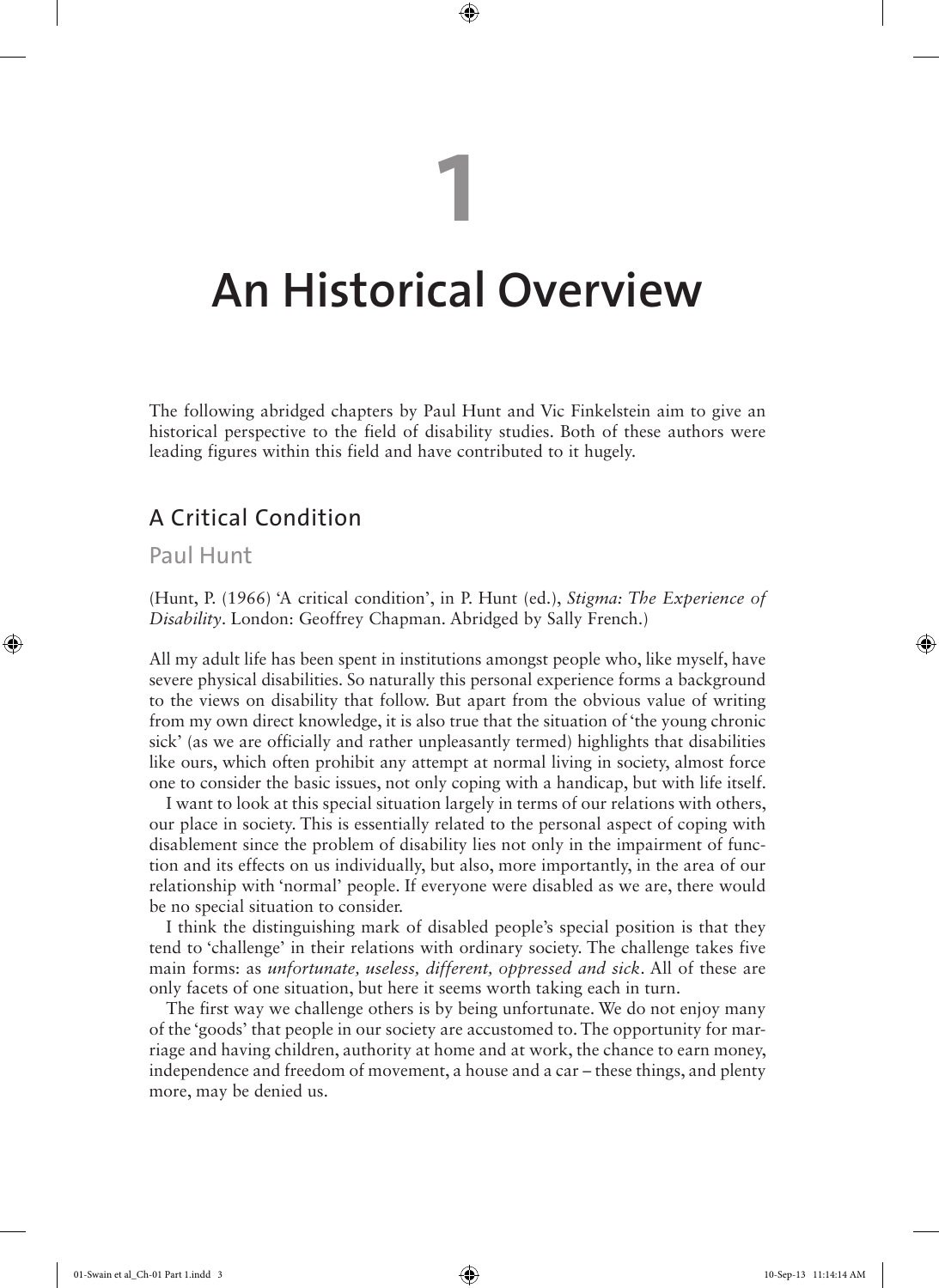# 1

# An Historical Overview

The following abridged chapters by Paul Hunt and Vic Finkelstein aim to give an historical perspective to the field of disability studies. Both of these authors were leading figures within this field and have contributed to it hugely.

## A Critical Condition

### Paul Hunt

(Hunt, P. (1966) 'A critical condition', in P. Hunt (ed.), *Stigma: The Experience of Disability*. London: Geoffrey Chapman. Abridged by Sally French.)

All my adult life has been spent in institutions amongst people who, like myself, have severe physical disabilities. So naturally this personal experience forms a background to the views on disability that follow. But apart from the obvious value of writing from my own direct knowledge, it is also true that the situation of 'the young chronic sick' (as we are officially and rather unpleasantly termed) highlights that disabilities like ours, which often prohibit any attempt at normal living in society, almost force one to consider the basic issues, not only coping with a handicap, but with life itself.

I want to look at this special situation largely in terms of our relations with others, our place in society. This is essentially related to the personal aspect of coping with disablement since the problem of disability lies not only in the impairment of function and its effects on us individually, but also, more importantly, in the area of our relationship with 'normal' people. If everyone were disabled as we are, there would be no special situation to consider.

I think the distinguishing mark of disabled people's special position is that they tend to 'challenge' in their relations with ordinary society. The challenge takes five main forms: as *unfortunate, useless, different, oppressed and sick*. All of these are only facets of one situation, but here it seems worth taking each in turn.

The first way we challenge others is by being unfortunate. We do not enjoy many of the 'goods' that people in our society are accustomed to. The opportunity for marriage and having children, authority at home and at work, the chance to earn money, independence and freedom of movement, a house and a car – these things, and plenty more, may be denied us.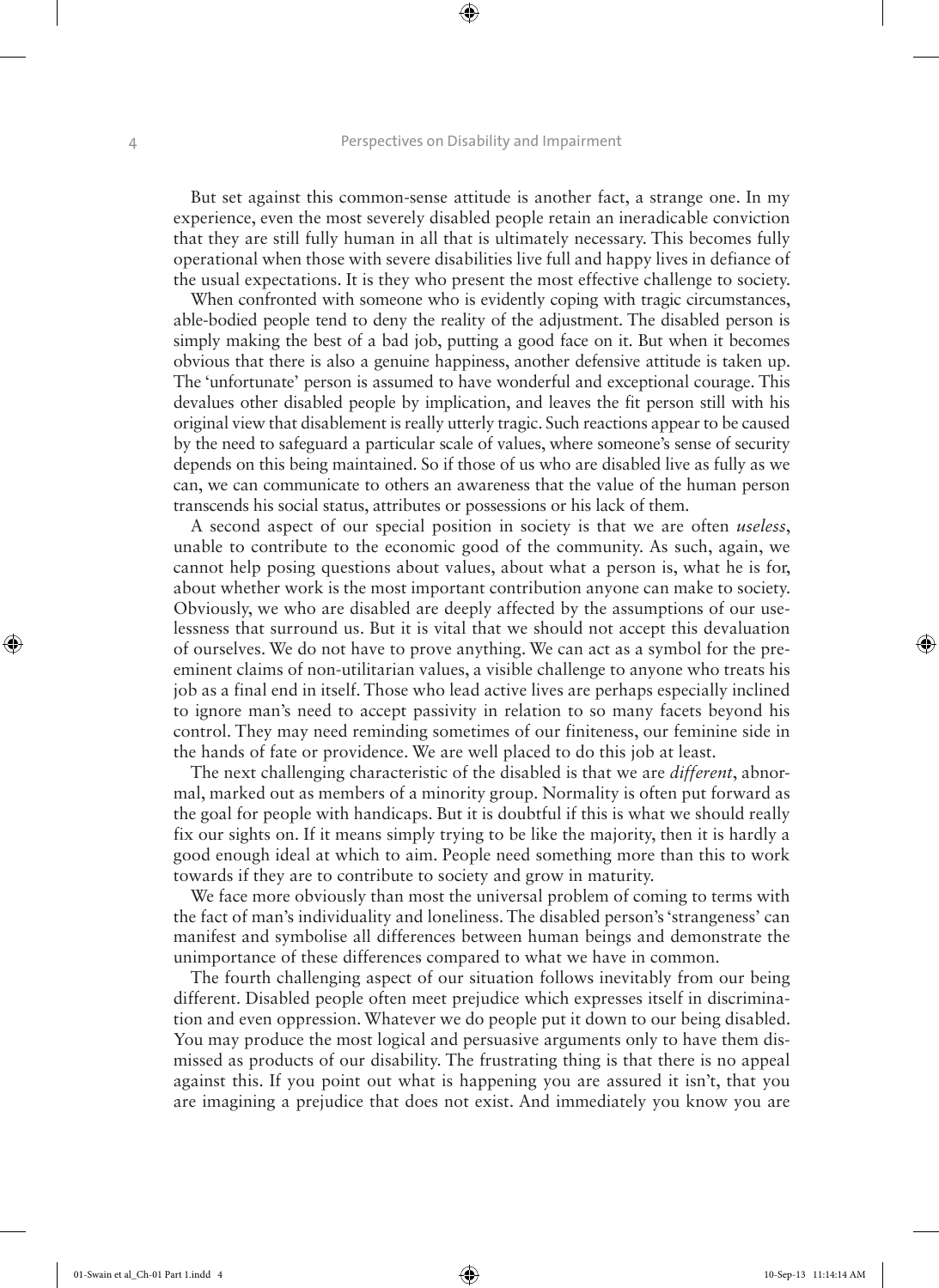But set against this common-sense attitude is another fact, a strange one. In my experience, even the most severely disabled people retain an ineradicable conviction that they are still fully human in all that is ultimately necessary. This becomes fully operational when those with severe disabilities live full and happy lives in defiance of the usual expectations. It is they who present the most effective challenge to society.

When confronted with someone who is evidently coping with tragic circumstances, able-bodied people tend to deny the reality of the adjustment. The disabled person is simply making the best of a bad job, putting a good face on it. But when it becomes obvious that there is also a genuine happiness, another defensive attitude is taken up. The 'unfortunate' person is assumed to have wonderful and exceptional courage. This devalues other disabled people by implication, and leaves the fit person still with his original view that disablement is really utterly tragic. Such reactions appear to be caused by the need to safeguard a particular scale of values, where someone's sense of security depends on this being maintained. So if those of us who are disabled live as fully as we can, we can communicate to others an awareness that the value of the human person transcends his social status, attributes or possessions or his lack of them.

A second aspect of our special position in society is that we are often *useless*, unable to contribute to the economic good of the community. As such, again, we cannot help posing questions about values, about what a person is, what he is for, about whether work is the most important contribution anyone can make to society. Obviously, we who are disabled are deeply affected by the assumptions of our uselessness that surround us. But it is vital that we should not accept this devaluation of ourselves. We do not have to prove anything. We can act as a symbol for the pre-eminent claims of non-utilitarian values, a visible challenge to anyone who treats his job as a final end in itself. Those who lead active lives are perhaps especially inclined to ignore man's need to accept passivity in relation to so many facets beyond his control. They may need reminding sometimes of our finiteness, our feminine side in the hands of fate or providence. We are well placed to do this job at least.

The next challenging characteristic of the disabled is that we are *different*, abnormal, marked out as members of a minority group. Normality is often put forward as the goal for people with handicaps. But it is doubtful if this is what we should really fix our sights on. If it means simply trying to be like the majority, then it is hardly a good enough ideal at which to aim. People need something more than this to work towards if they are to contribute to society and grow in maturity.

We face more obviously than most the universal problem of coming to terms with the fact of man's individuality and loneliness. The disabled person's 'strangeness' can manifest and symbolise all differences between human beings and demonstrate the unimportance of these differences compared to what we have in common.

The fourth challenging aspect of our situation follows inevitably from our being different. Disabled people often meet prejudice which expresses itself in discrimination and even oppression. Whatever we do people put it down to our being disabled. You may produce the most logical and persuasive arguments only to have them dismissed as products of our disability. The frustrating thing is that there is no appeal against this. If you point out what is happening you are assured it isn't, that you are imagining a prejudice that does not exist. And immediately you know you are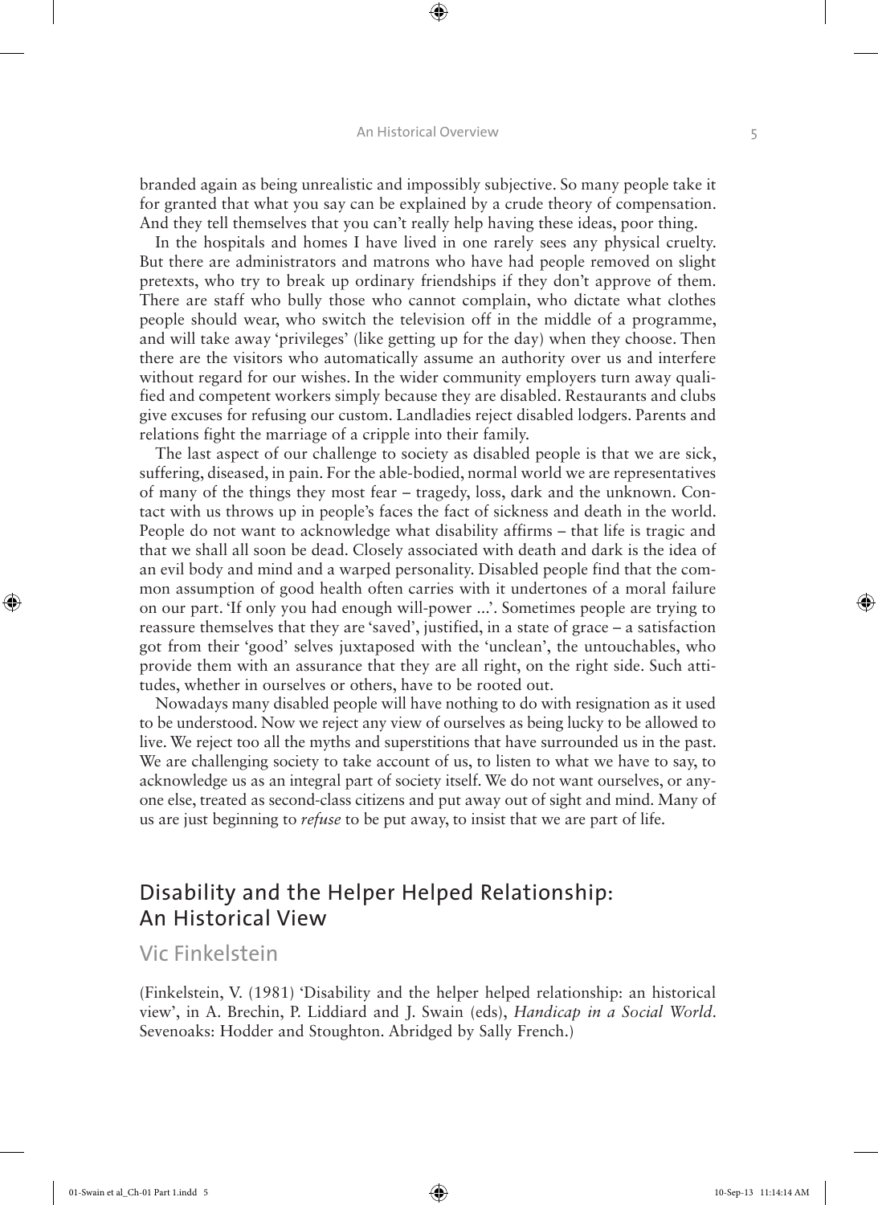branded again as being unrealistic and impossibly subjective. So many people take it for granted that what you say can be explained by a crude theory of compensation. And they tell themselves that you can't really help having these ideas, poor thing.

In the hospitals and homes I have lived in one rarely sees any physical cruelty. But there are administrators and matrons who have had people removed on slight pretexts, who try to break up ordinary friendships if they don't approve of them. There are staff who bully those who cannot complain, who dictate what clothes people should wear, who switch the television off in the middle of a programme, and will take away 'privileges' (like getting up for the day) when they choose. Then there are the visitors who automatically assume an authority over us and interfere without regard for our wishes. In the wider community employers turn away qualified and competent workers simply because they are disabled. Restaurants and clubs give excuses for refusing our custom. Landladies reject disabled lodgers. Parents and relations fight the marriage of a cripple into their family.

The last aspect of our challenge to society as disabled people is that we are sick, suffering, diseased, in pain. For the able-bodied, normal world we are representatives of many of the things they most fear – tragedy, loss, dark and the unknown. Contact with us throws up in people's faces the fact of sickness and death in the world. People do not want to acknowledge what disability affirms – that life is tragic and that we shall all soon be dead. Closely associated with death and dark is the idea of an evil body and mind and a warped personality. Disabled people find that the common assumption of good health often carries with it undertones of a moral failure on our part. 'If only you had enough will-power ...'. Sometimes people are trying to reassure themselves that they are 'saved', justified, in a state of grace – a satisfaction got from their 'good' selves juxtaposed with the 'unclean', the untouchables, who provide them with an assurance that they are all right, on the right side. Such attitudes, whether in ourselves or others, have to be rooted out.

Nowadays many disabled people will have nothing to do with resignation as it used to be understood. Now we reject any view of ourselves as being lucky to be allowed to live. We reject too all the myths and superstitions that have surrounded us in the past. We are challenging society to take account of us, to listen to what we have to say, to acknowledge us as an integral part of society itself. We do not want ourselves, or anyone else, treated as second-class citizens and put away out of sight and mind. Many of us are just beginning to *refuse* to be put away, to insist that we are part of life.

## Disability and the Helper Helped Relationship: An Historical View

### Vic Finkelstein

(Finkelstein, V. (1981) 'Disability and the helper helped relationship: an historical view', in A. Brechin, P. Liddiard and J. Swain (eds), *Handicap in a Social World*. Sevenoaks: Hodder and Stoughton. Abridged by Sally French.)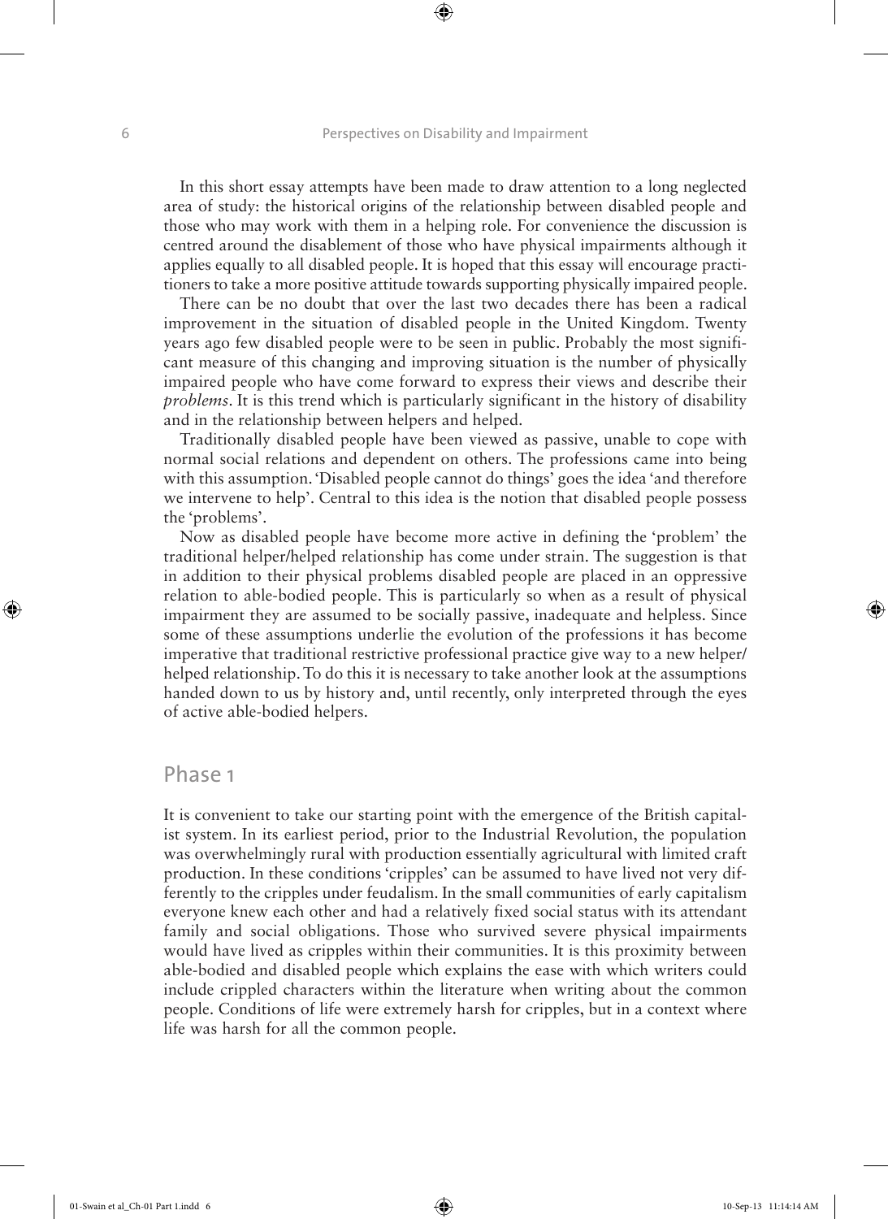In this short essay attempts have been made to draw attention to a long neglected area of study: the historical origins of the relationship between disabled people and those who may work with them in a helping role. For convenience the discussion is centred around the disablement of those who have physical impairments although it applies equally to all disabled people. It is hoped that this essay will encourage practitioners to take a more positive attitude towards supporting physically impaired people.

There can be no doubt that over the last two decades there has been a radical improvement in the situation of disabled people in the United Kingdom. Twenty years ago few disabled people were to be seen in public. Probably the most significant measure of this changing and improving situation is the number of physically impaired people who have come forward to express their views and describe their *problems*. It is this trend which is particularly significant in the history of disability and in the relationship between helpers and helped.

Traditionally disabled people have been viewed as passive, unable to cope with normal social relations and dependent on others. The professions came into being with this assumption. 'Disabled people cannot do things' goes the idea 'and therefore we intervene to help'. Central to this idea is the notion that disabled people possess the 'problems'.

Now as disabled people have become more active in defining the 'problem' the traditional helper/helped relationship has come under strain. The suggestion is that in addition to their physical problems disabled people are placed in an oppressive relation to able-bodied people. This is particularly so when as a result of physical impairment they are assumed to be socially passive, inadequate and helpless. Since some of these assumptions underlie the evolution of the professions it has become imperative that traditional restrictive professional practice give way to a new helper/helped relationship. To do this it is necessary to take another look at the assumptions handed down to us by history and, until recently, only interpreted through the eyes of active able-bodied helpers.

## Phase 1

It is convenient to take our starting point with the emergence of the British capitalist system. In its earliest period, prior to the Industrial Revolution, the population was overwhelmingly rural with production essentially agricultural with limited craft production. In these conditions 'cripples' can be assumed to have lived not very differently to the cripples under feudalism. In the small communities of early capitalism everyone knew each other and had a relatively fixed social status with its attendant family and social obligations. Those who survived severe physical impairments would have lived as cripples within their communities. It is this proximity between able-bodied and disabled people which explains the ease with which writers could include crippled characters within the literature when writing about the common people. Conditions of life were extremely harsh for cripples, but in a context where life was harsh for all the common people.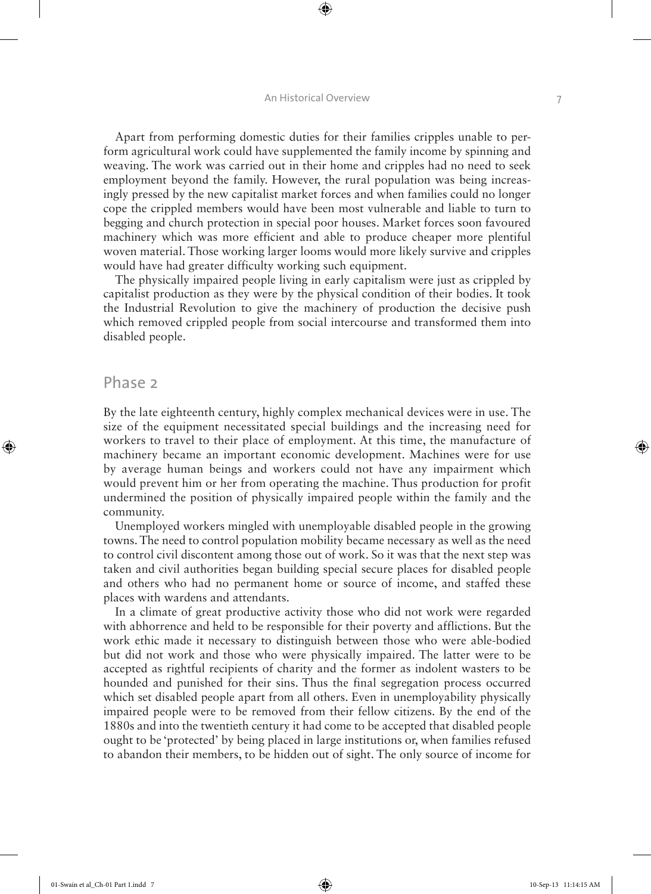Apart from performing domestic duties for their families cripples unable to perform agricultural work could have supplemented the family income by spinning and weaving. The work was carried out in their home and cripples had no need to seek employment beyond the family. However, the rural population was being increasingly pressed by the new capitalist market forces and when families could no longer cope the crippled members would have been most vulnerable and liable to turn to begging and church protection in special poor houses. Market forces soon favoured machinery which was more efficient and able to produce cheaper more plentiful woven material. Those working larger looms would more likely survive and cripples would have had greater difficulty working such equipment.

The physically impaired people living in early capitalism were just as crippled by capitalist production as they were by the physical condition of their bodies. It took the Industrial Revolution to give the machinery of production the decisive push which removed crippled people from social intercourse and transformed them into disabled people.

## Phase 2

By the late eighteenth century, highly complex mechanical devices were in use. The size of the equipment necessitated special buildings and the increasing need for workers to travel to their place of employment. At this time, the manufacture of machinery became an important economic development. Machines were for use by average human beings and workers could not have any impairment which would prevent him or her from operating the machine. Thus production for profit undermined the position of physically impaired people within the family and the community.

Unemployed workers mingled with unemployable disabled people in the growing towns. The need to control population mobility became necessary as well as the need to control civil discontent among those out of work. So it was that the next step was taken and civil authorities began building special secure places for disabled people and others who had no permanent home or source of income, and staffed these places with wardens and attendants.

In a climate of great productive activity those who did not work were regarded with abhorrence and held to be responsible for their poverty and afflictions. But the work ethic made it necessary to distinguish between those who were able-bodied but did not work and those who were physically impaired. The latter were to be accepted as rightful recipients of charity and the former as indolent wasters to be hounded and punished for their sins. Thus the final segregation process occurred which set disabled people apart from all others. Even in unemployability physically impaired people were to be removed from their fellow citizens. By the end of the 1880s and into the twentieth century it had come to be accepted that disabled people ought to be 'protected' by being placed in large institutions or, when families refused to abandon their members, to be hidden out of sight. The only source of income for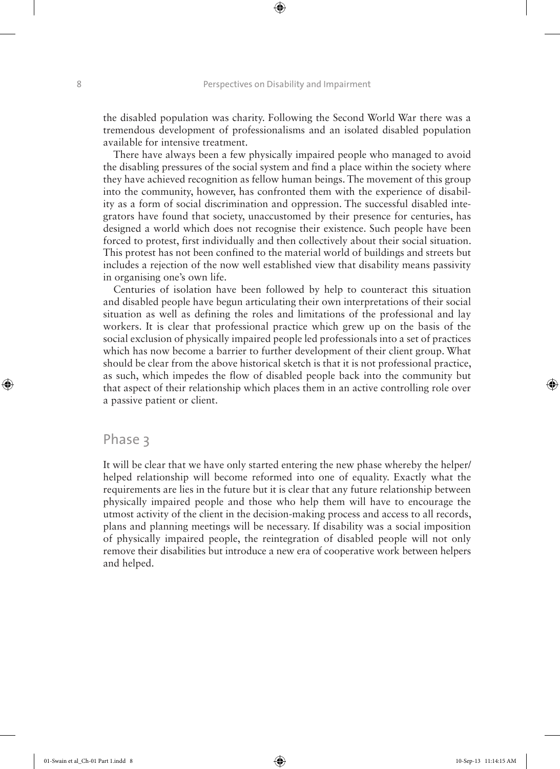the disabled population was charity. Following the Second World War there was a tremendous development of professionalisms and an isolated disabled population available for intensive treatment.

There have always been a few physically impaired people who managed to avoid the disabling pressures of the social system and find a place within the society where they have achieved recognition as fellow human beings. The movement of this group into the community, however, has confronted them with the experience of disability as a form of social discrimination and oppression. The successful disabled integrators have found that society, unaccustomed by their presence for centuries, has designed a world which does not recognise their existence. Such people have been forced to protest, first individually and then collectively about their social situation. This protest has not been confined to the material world of buildings and streets but includes a rejection of the now well established view that disability means passivity in organising one's own life.

Centuries of isolation have been followed by help to counteract this situation and disabled people have begun articulating their own interpretations of their social situation as well as defining the roles and limitations of the professional and lay workers. It is clear that professional practice which grew up on the basis of the social exclusion of physically impaired people led professionals into a set of practices which has now become a barrier to further development of their client group. What should be clear from the above historical sketch is that it is not professional practice, as such, which impedes the flow of disabled people back into the community but that aspect of their relationship which places them in an active controlling role over a passive patient or client.

## Phase 3

It will be clear that we have only started entering the new phase whereby the helper/helped relationship will become reformed into one of equality. Exactly what the requirements are lies in the future but it is clear that any future relationship between physically impaired people and those who help them will have to encourage the utmost activity of the client in the decision-making process and access to all records, plans and planning meetings will be necessary. If disability was a social imposition of physically impaired people, the reintegration of disabled people will not only remove their disabilities but introduce a new era of cooperative work between helpers and helped.